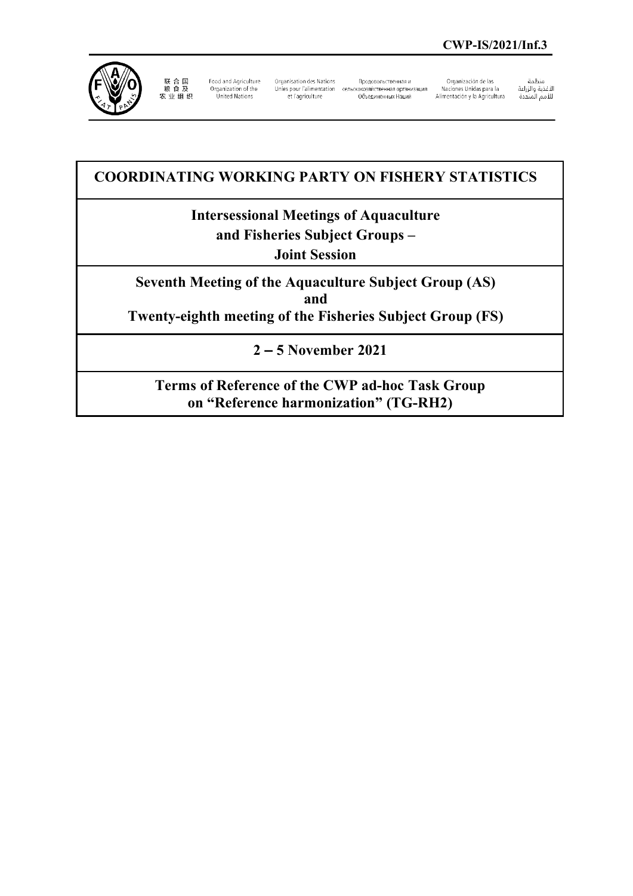**CWP-IS/2021/Inf.3**

联合国粮食及农业组织 | Food and Agriculture Organization of the United Nations | Organisation des Nations Unies pour l'alimentation et l'agriculture | Продовольственная и сельскохозяйственная организация Объединенных Наций | Organización de las Naciones Unidas para la Alimentación y la Agricultura | منظمة الأغذية والزراعة للأمم المتحدة

# COORDINATING WORKING PARTY ON FISHERY STATISTICS

## Intersessional Meetings of Aquaculture and Fisheries Subject Groups – Joint Session

## Seventh Meeting of the Aquaculture Subject Group (AS) and Twenty-eighth meeting of the Fisheries Subject Group (FS)

## 2 – 5 November 2021

## Terms of Reference of the CWP ad-hoc Task Group on "Reference harmonization" (TG-RH2)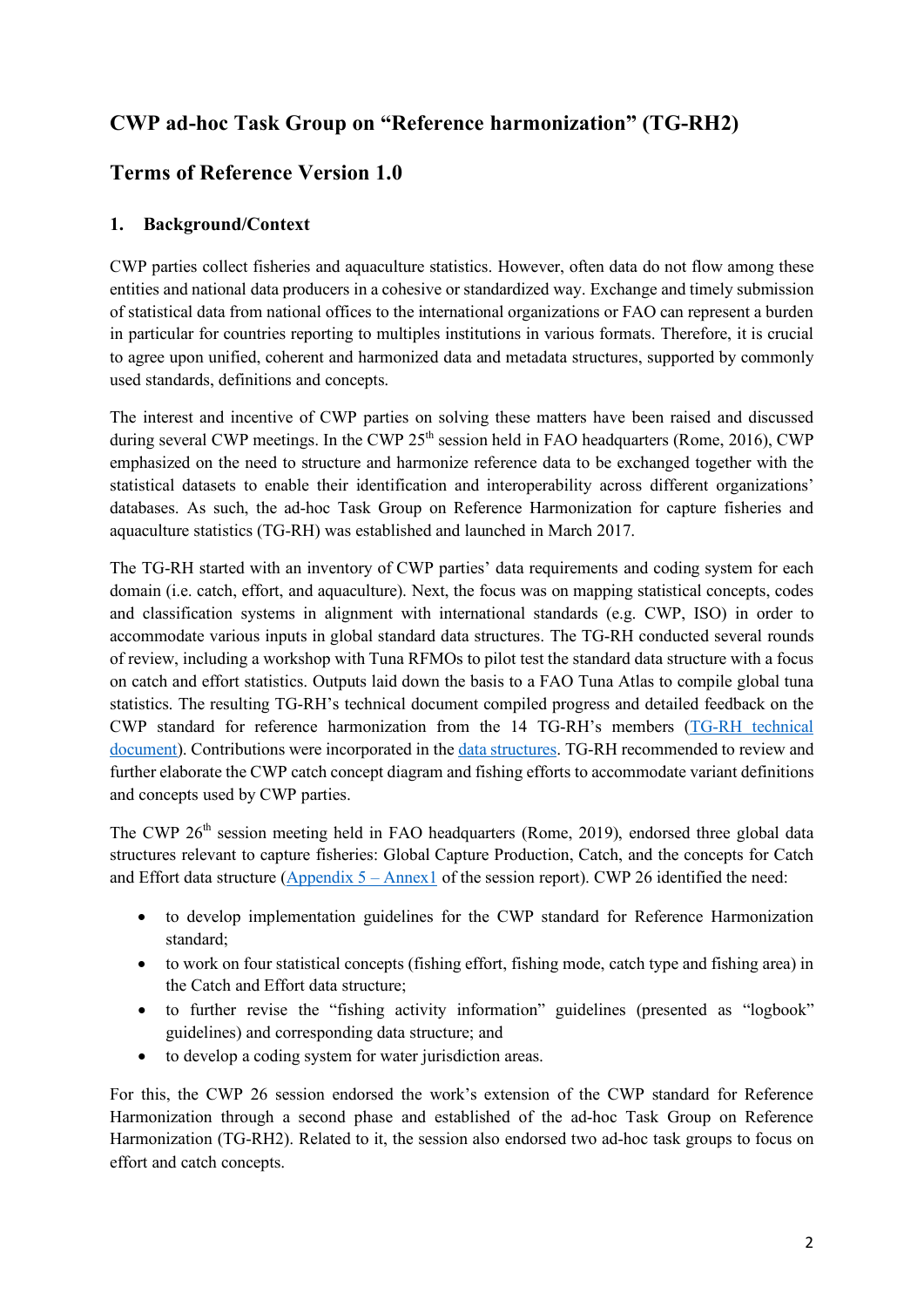# CWP ad-hoc Task Group on "Reference harmonization" (TG-RH2)

## Terms of Reference Version 1.0

### 1. Background/Context

CWP parties collect fisheries and aquaculture statistics. However, often data do not flow among these entities and national data producers in a cohesive or standardized way. Exchange and timely submission of statistical data from national offices to the international organizations or FAO can represent a burden in particular for countries reporting to multiples institutions in various formats. Therefore, it is crucial to agree upon unified, coherent and harmonized data and metadata structures, supported by commonly used standards, definitions and concepts.

The interest and incentive of CWP parties on solving these matters have been raised and discussed during several CWP meetings. In the CWP 25th session held in FAO headquarters (Rome, 2016), CWP emphasized on the need to structure and harmonize reference data to be exchanged together with the statistical datasets to enable their identification and interoperability across different organizations' databases. As such, the ad-hoc Task Group on Reference Harmonization for capture fisheries and aquaculture statistics (TG-RH) was established and launched in March 2017.

The TG-RH started with an inventory of CWP parties' data requirements and coding system for each domain (i.e. catch, effort, and aquaculture). Next, the focus was on mapping statistical concepts, codes and classification systems in alignment with international standards (e.g. CWP, ISO) in order to accommodate various inputs in global standard data structures. The TG-RH conducted several rounds of review, including a workshop with Tuna RFMOs to pilot test the standard data structure with a focus on catch and effort statistics. Outputs laid down the basis to a FAO Tuna Atlas to compile global tuna statistics. The resulting TG-RH's technical document compiled progress and detailed feedback on the CWP standard for reference harmonization from the 14 TG-RH's members (TG-RH technical document). Contributions were incorporated in the data structures. TG-RH recommended to review and further elaborate the CWP catch concept diagram and fishing efforts to accommodate variant definitions and concepts used by CWP parties.

The CWP 26th session meeting held in FAO headquarters (Rome, 2019), endorsed three global data structures relevant to capture fisheries: Global Capture Production, Catch, and the concepts for Catch and Effort data structure (Appendix 5 – Annex1 of the session report). CWP 26 identified the need:

- to develop implementation guidelines for the CWP standard for Reference Harmonization standard;
- to work on four statistical concepts (fishing effort, fishing mode, catch type and fishing area) in the Catch and Effort data structure;
- to further revise the "fishing activity information" guidelines (presented as "logbook" guidelines) and corresponding data structure; and
- to develop a coding system for water jurisdiction areas.

For this, the CWP 26 session endorsed the work's extension of the CWP standard for Reference Harmonization through a second phase and established of the ad-hoc Task Group on Reference Harmonization (TG-RH2). Related to it, the session also endorsed two ad-hoc task groups to focus on effort and catch concepts.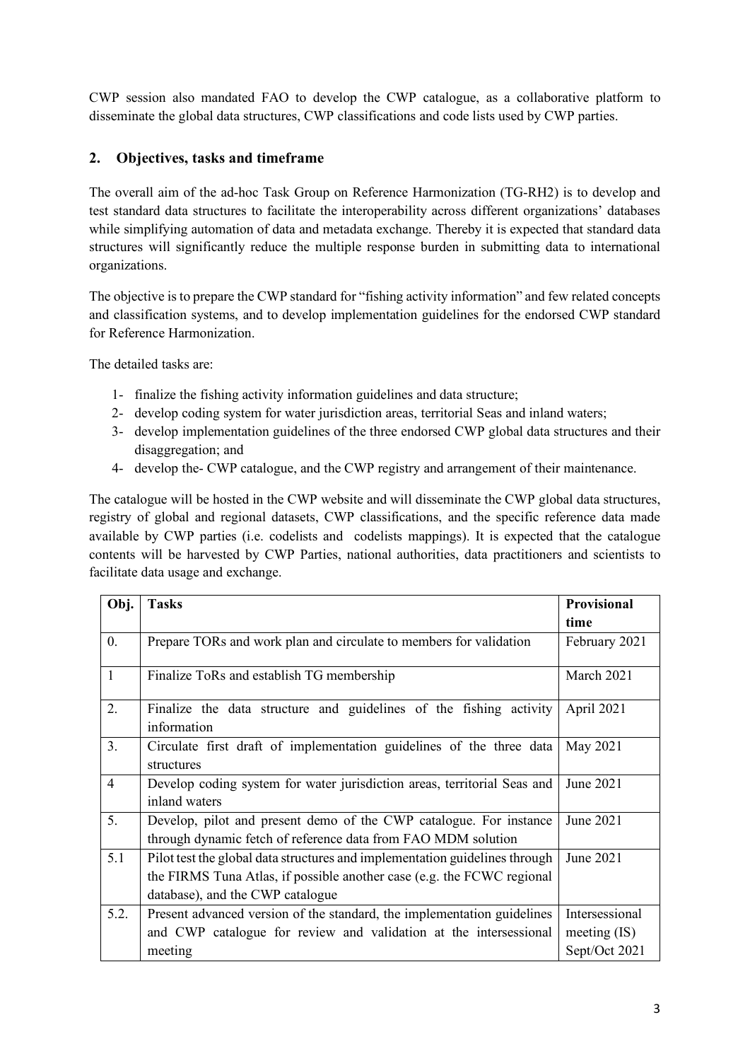CWP session also mandated FAO to develop the CWP catalogue, as a collaborative platform to disseminate the global data structures, CWP classifications and code lists used by CWP parties.

## 2. Objectives, tasks and timeframe

The overall aim of the ad-hoc Task Group on Reference Harmonization (TG-RH2) is to develop and test standard data structures to facilitate the interoperability across different organizations' databases while simplifying automation of data and metadata exchange. Thereby it is expected that standard data structures will significantly reduce the multiple response burden in submitting data to international organizations.

The objective is to prepare the CWP standard for "fishing activity information" and few related concepts and classification systems, and to develop implementation guidelines for the endorsed CWP standard for Reference Harmonization.

The detailed tasks are:

1- finalize the fishing activity information guidelines and data structure;
2- develop coding system for water jurisdiction areas, territorial Seas and inland waters;
3- develop implementation guidelines of the three endorsed CWP global data structures and their disaggregation; and
4- develop the- CWP catalogue, and the CWP registry and arrangement of their maintenance.

The catalogue will be hosted in the CWP website and will disseminate the CWP global data structures, registry of global and regional datasets, CWP classifications, and the specific reference data made available by CWP parties (i.e. codelists and codelists mappings). It is expected that the catalogue contents will be harvested by CWP Parties, national authorities, data practitioners and scientists to facilitate data usage and exchange.

| Obj. | Tasks | Provisional time |
|---|---|---|
| 0. | Prepare TORs and work plan and circulate to members for validation | February 2021 |
| 1 | Finalize ToRs and establish TG membership | March 2021 |
| 2. | Finalize the data structure and guidelines of the fishing activity information | April 2021 |
| 3. | Circulate first draft of implementation guidelines of the three data structures | May 2021 |
| 4 | Develop coding system for water jurisdiction areas, territorial Seas and inland waters | June 2021 |
| 5. | Develop, pilot and present demo of the CWP catalogue. For instance through dynamic fetch of reference data from FAO MDM solution | June 2021 |
| 5.1 | Pilot test the global data structures and implementation guidelines through the FIRMS Tuna Atlas, if possible another case (e.g. the FCWC regional database), and the CWP catalogue | June 2021 |
| 5.2. | Present advanced version of the standard, the implementation guidelines and CWP catalogue for review and validation at the intersessional meeting | Intersessional meeting (IS) Sept/Oct 2021 |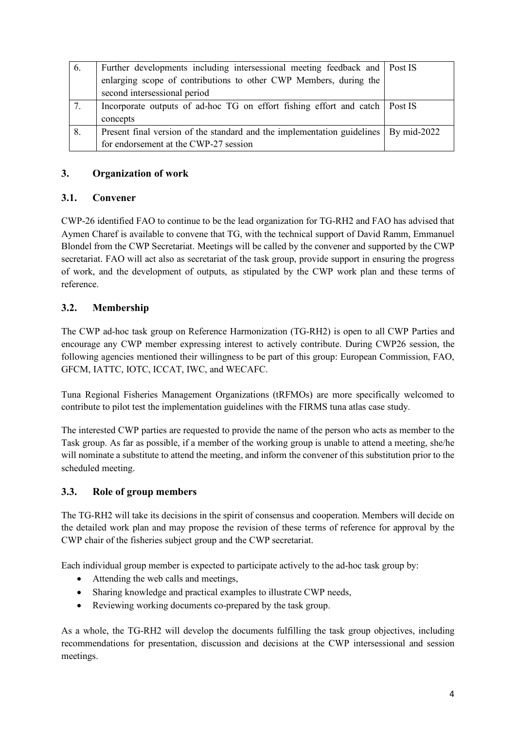| 6. | Further developments including intersessional meeting feedback and enlarging scope of contributions to other CWP Members, during the second intersessional period | Post IS |
|---|---|---|
| 7. | Incorporate outputs of ad-hoc TG on effort fishing effort and catch concepts | Post IS |
| 8. | Present final version of the standard and the implementation guidelines for endorsement at the CWP-27 session | By mid-2022 |

## 3. Organization of work

### 3.1. Convener

CWP-26 identified FAO to continue to be the lead organization for TG-RH2 and FAO has advised that Aymen Charef is available to convene that TG, with the technical support of David Ramm, Emmanuel Blondel from the CWP Secretariat. Meetings will be called by the convener and supported by the CWP secretariat. FAO will act also as secretariat of the task group, provide support in ensuring the progress of work, and the development of outputs, as stipulated by the CWP work plan and these terms of reference.

### 3.2. Membership

The CWP ad-hoc task group on Reference Harmonization (TG-RH2) is open to all CWP Parties and encourage any CWP member expressing interest to actively contribute. During CWP26 session, the following agencies mentioned their willingness to be part of this group: European Commission, FAO, GFCM, IATTC, IOTC, ICCAT, IWC, and WECAFC.

Tuna Regional Fisheries Management Organizations (tRFMOs) are more specifically welcomed to contribute to pilot test the implementation guidelines with the FIRMS tuna atlas case study.

The interested CWP parties are requested to provide the name of the person who acts as member to the Task group. As far as possible, if a member of the working group is unable to attend a meeting, she/he will nominate a substitute to attend the meeting, and inform the convener of this substitution prior to the scheduled meeting.

### 3.3. Role of group members

The TG-RH2 will take its decisions in the spirit of consensus and cooperation. Members will decide on the detailed work plan and may propose the revision of these terms of reference for approval by the CWP chair of the fisheries subject group and the CWP secretariat.

Each individual group member is expected to participate actively to the ad-hoc task group by:

- Attending the web calls and meetings,
- Sharing knowledge and practical examples to illustrate CWP needs,
- Reviewing working documents co-prepared by the task group.

As a whole, the TG-RH2 will develop the documents fulfilling the task group objectives, including recommendations for presentation, discussion and decisions at the CWP intersessional and session meetings.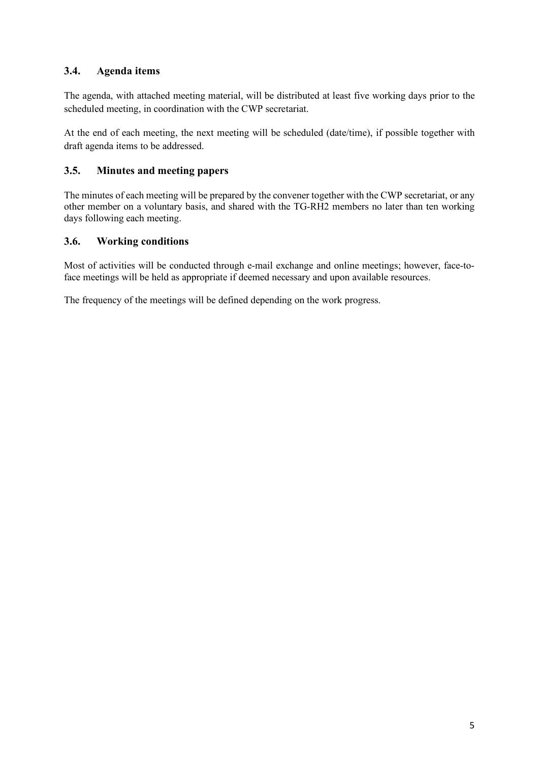### 3.4. Agenda items

The agenda, with attached meeting material, will be distributed at least five working days prior to the scheduled meeting, in coordination with the CWP secretariat.

At the end of each meeting, the next meeting will be scheduled (date/time), if possible together with draft agenda items to be addressed.

### 3.5. Minutes and meeting papers

The minutes of each meeting will be prepared by the convener together with the CWP secretariat, or any other member on a voluntary basis, and shared with the TG-RH2 members no later than ten working days following each meeting.

### 3.6. Working conditions

Most of activities will be conducted through e-mail exchange and online meetings; however, face-to-face meetings will be held as appropriate if deemed necessary and upon available resources.

The frequency of the meetings will be defined depending on the work progress.